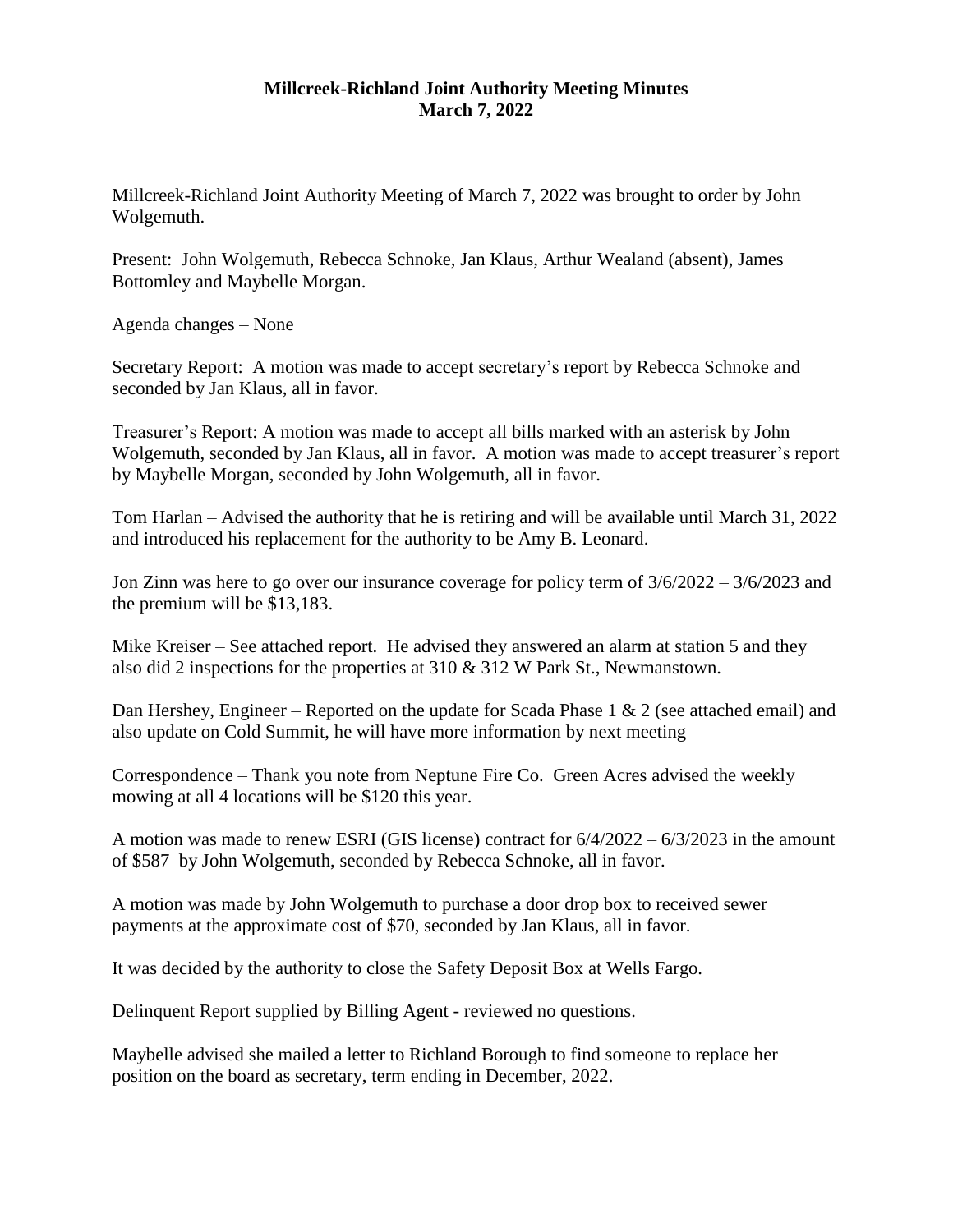**Millcreek-Richland Joint Authority Meeting Minutes**
**March 7, 2022**

Millcreek-Richland Joint Authority Meeting of March 7, 2022 was brought to order by John Wolgemuth.

Present: John Wolgemuth, Rebecca Schnoke, Jan Klaus, Arthur Wealand (absent), James Bottomley and Maybelle Morgan.

Agenda changes – None

Secretary Report: A motion was made to accept secretary's report by Rebecca Schnoke and seconded by Jan Klaus, all in favor.

Treasurer's Report: A motion was made to accept all bills marked with an asterisk by John Wolgemuth, seconded by Jan Klaus, all in favor. A motion was made to accept treasurer's report by Maybelle Morgan, seconded by John Wolgemuth, all in favor.

Tom Harlan – Advised the authority that he is retiring and will be available until March 31, 2022 and introduced his replacement for the authority to be Amy B. Leonard.

Jon Zinn was here to go over our insurance coverage for policy term of 3/6/2022 – 3/6/2023 and the premium will be $13,183.

Mike Kreiser – See attached report. He advised they answered an alarm at station 5 and they also did 2 inspections for the properties at 310 & 312 W Park St., Newmanstown.

Dan Hershey, Engineer – Reported on the update for Scada Phase 1 & 2 (see attached email) and also update on Cold Summit, he will have more information by next meeting

Correspondence – Thank you note from Neptune Fire Co. Green Acres advised the weekly mowing at all 4 locations will be $120 this year.

A motion was made to renew ESRI (GIS license) contract for 6/4/2022 – 6/3/2023 in the amount of $587 by John Wolgemuth, seconded by Rebecca Schnoke, all in favor.

A motion was made by John Wolgemuth to purchase a door drop box to received sewer payments at the approximate cost of $70, seconded by Jan Klaus, all in favor.

It was decided by the authority to close the Safety Deposit Box at Wells Fargo.

Delinquent Report supplied by Billing Agent - reviewed no questions.

Maybelle advised she mailed a letter to Richland Borough to find someone to replace her position on the board as secretary, term ending in December, 2022.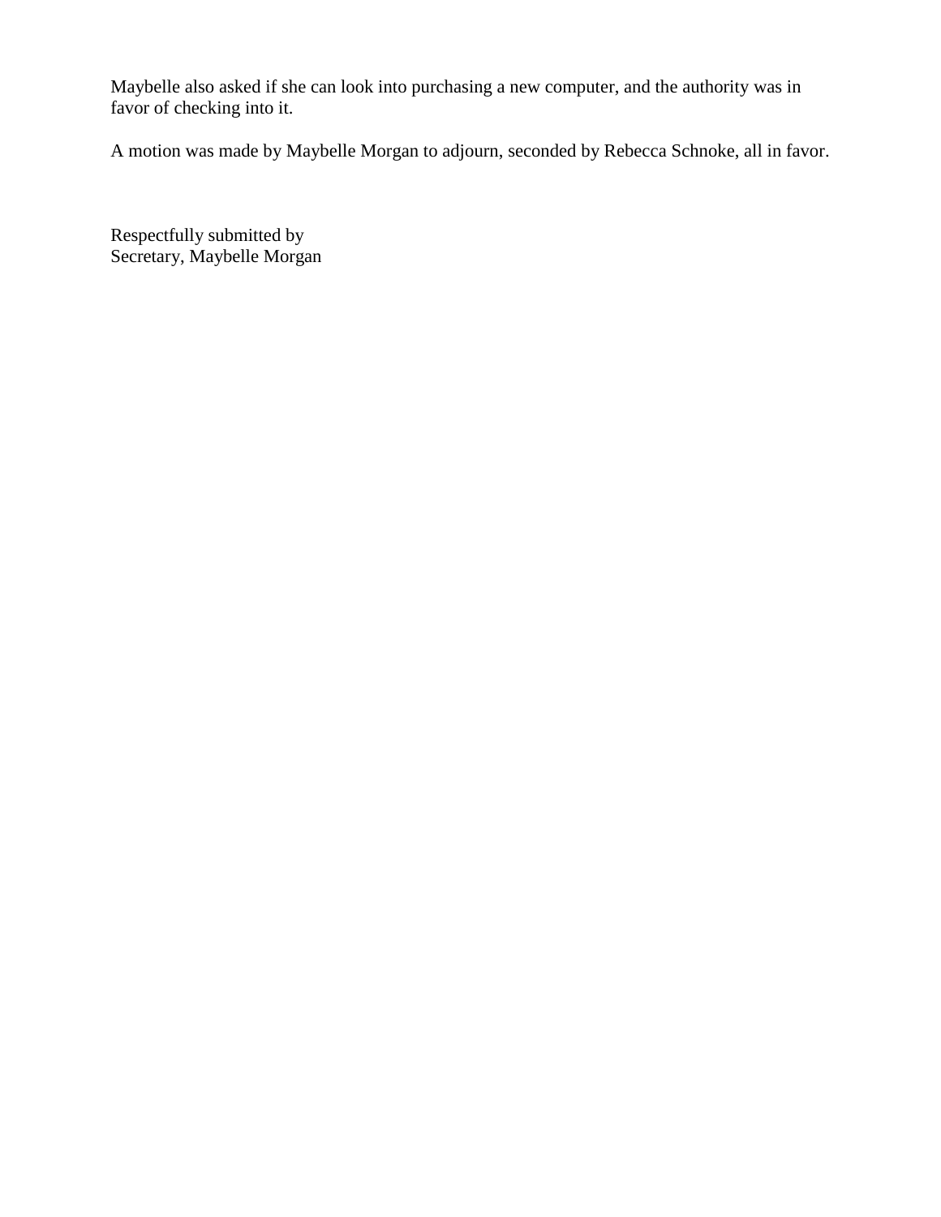Maybelle also asked if she can look into purchasing a new computer, and the authority was in favor of checking into it.

A motion was made by Maybelle Morgan to adjourn, seconded by Rebecca Schnoke, all in favor.

Respectfully submitted by  
Secretary, Maybelle Morgan